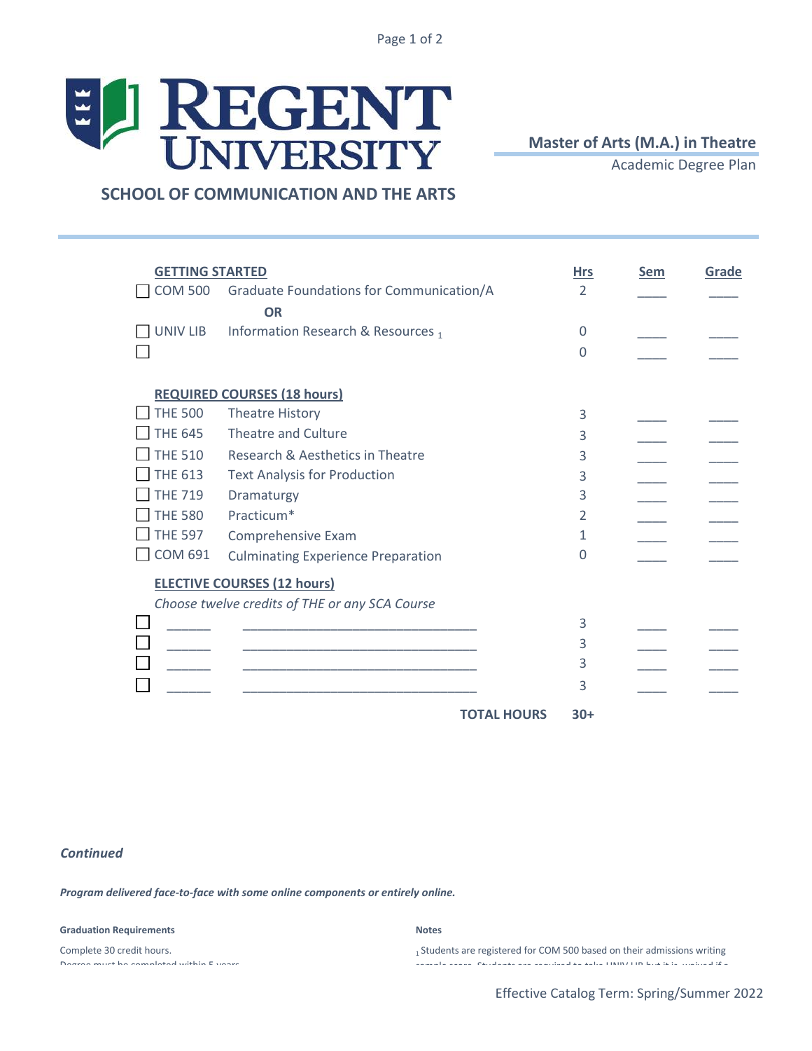# REGENT UNIVERSITY

## SCHOOL OF COMMUNICATION AND THE ARTS

**Master of Arts (M.A.) in Theatre**

Academic Degree Plan

| | | | Hrs | Sem | Grade |
|---|---|---|---|---|---|
| | **GETTING STARTED** | | | | |
| ☐ | COM 500 | Graduate Foundations for Communication/A | 2 | ____ | ____ |
| | | **OR** | | | |
| ☐ | UNIV LIB | Information Research & Resources [1] | 0 | ____ | ____ |
| ☐ | | | 0 | ____ | ____ |
| | **REQUIRED COURSES (18 hours)** | | | | |
| ☐ | THE 500 | Theatre History | 3 | ____ | ____ |
| ☐ | THE 645 | Theatre and Culture | 3 | ____ | ____ |
| ☐ | THE 510 | Research & Aesthetics in Theatre | 3 | ____ | ____ |
| ☐ | THE 613 | Text Analysis for Production | 3 | ____ | ____ |
| ☐ | THE 719 | Dramaturgy | 3 | ____ | ____ |
| ☐ | THE 580 | Practicum* | 2 | ____ | ____ |
| ☐ | THE 597 | Comprehensive Exam | 1 | ____ | ____ |
| ☐ | COM 691 | Culminating Experience Preparation | 0 | ____ | ____ |
| | **ELECTIVE COURSES (12 hours)** | | | | |
| | *Choose twelve credits of THE or any SCA Course* | | | | |
| ☐ | ______ | ______________________________ | 3 | ____ | ____ |
| ☐ | ______ | ______________________________ | 3 | ____ | ____ |
| ☐ | ______ | ______________________________ | 3 | ____ | ____ |
| ☐ | ______ | ______________________________ | 3 | ____ | ____ |
| | | **TOTAL HOURS** | **30+** | | |

*Continued*

***Program delivered face-to-face with some online components or entirely online.***

**Graduation Requirements**

Complete 30 credit hours.

Degree must be completed within 5 years

**Notes**

[1] Students are registered for COM 500 based on their admissions writing sample score. Students are required to take UNIV LIB but it is waived if a

Effective Catalog Term: Spring/Summer 2022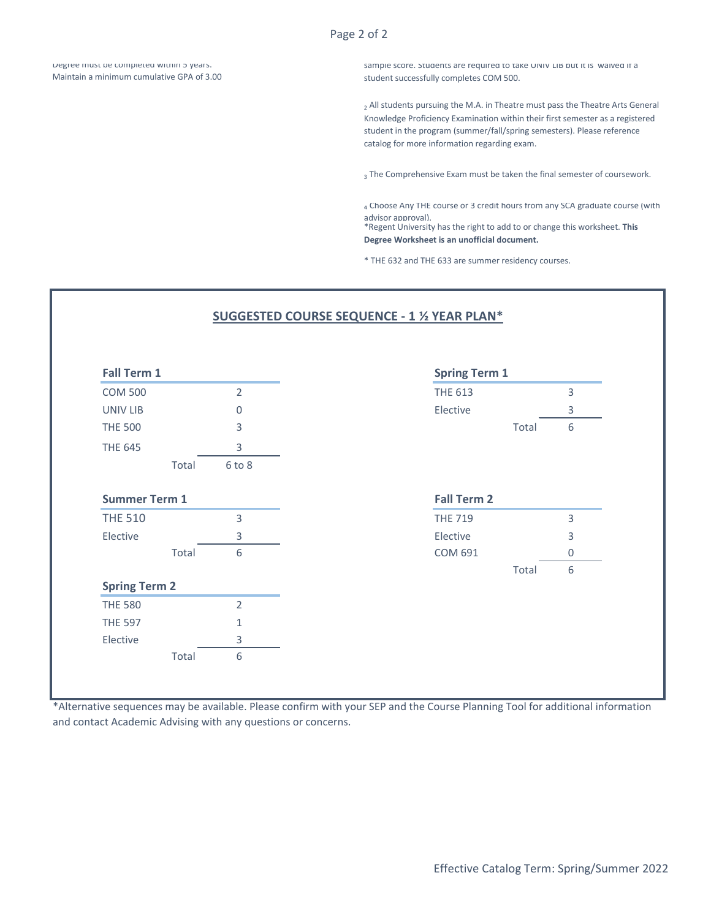Degree must be completed within 5 years.
Maintain a minimum cumulative GPA of 3.00

sample score. Students are required to take UNIV LIB but it is waived if a student successfully completes COM 500.

[2] All students pursuing the M.A. in Theatre must pass the Theatre Arts General Knowledge Proficiency Examination within their first semester as a registered student in the program (summer/fall/spring semesters). Please reference catalog for more information regarding exam.

[3] The Comprehensive Exam must be taken the final semester of coursework.

[4] Choose Any THE course or 3 credit hours from any SCA graduate course (with advisor approval).
*Regent University has the right to add to or change this worksheet. **This Degree Worksheet is an unofficial document.**

* THE 632 and THE 633 are summer residency courses.

## SUGGESTED COURSE SEQUENCE - 1 ½ YEAR PLAN*

**Fall Term 1**

| | |
|---|---|
| COM 500 | 2 |
| UNIV LIB | 0 |
| THE 500 | 3 |
| THE 645 | 3 |
| Total | 6 to 8 |

**Spring Term 1**

| | |
|---|---|
| THE 613 | 3 |
| Elective | 3 |
| Total | 6 |

**Summer Term 1**

| | |
|---|---|
| THE 510 | 3 |
| Elective | 3 |
| Total | 6 |

**Fall Term 2**

| | |
|---|---|
| THE 719 | 3 |
| Elective | 3 |
| COM 691 | 0 |
| Total | 6 |

**Spring Term 2**

| | |
|---|---|
| THE 580 | 2 |
| THE 597 | 1 |
| Elective | 3 |
| Total | 6 |

*Alternative sequences may be available. Please confirm with your SEP and the Course Planning Tool for additional information and contact Academic Advising with any questions or concerns.

Effective Catalog Term: Spring/Summer 2022